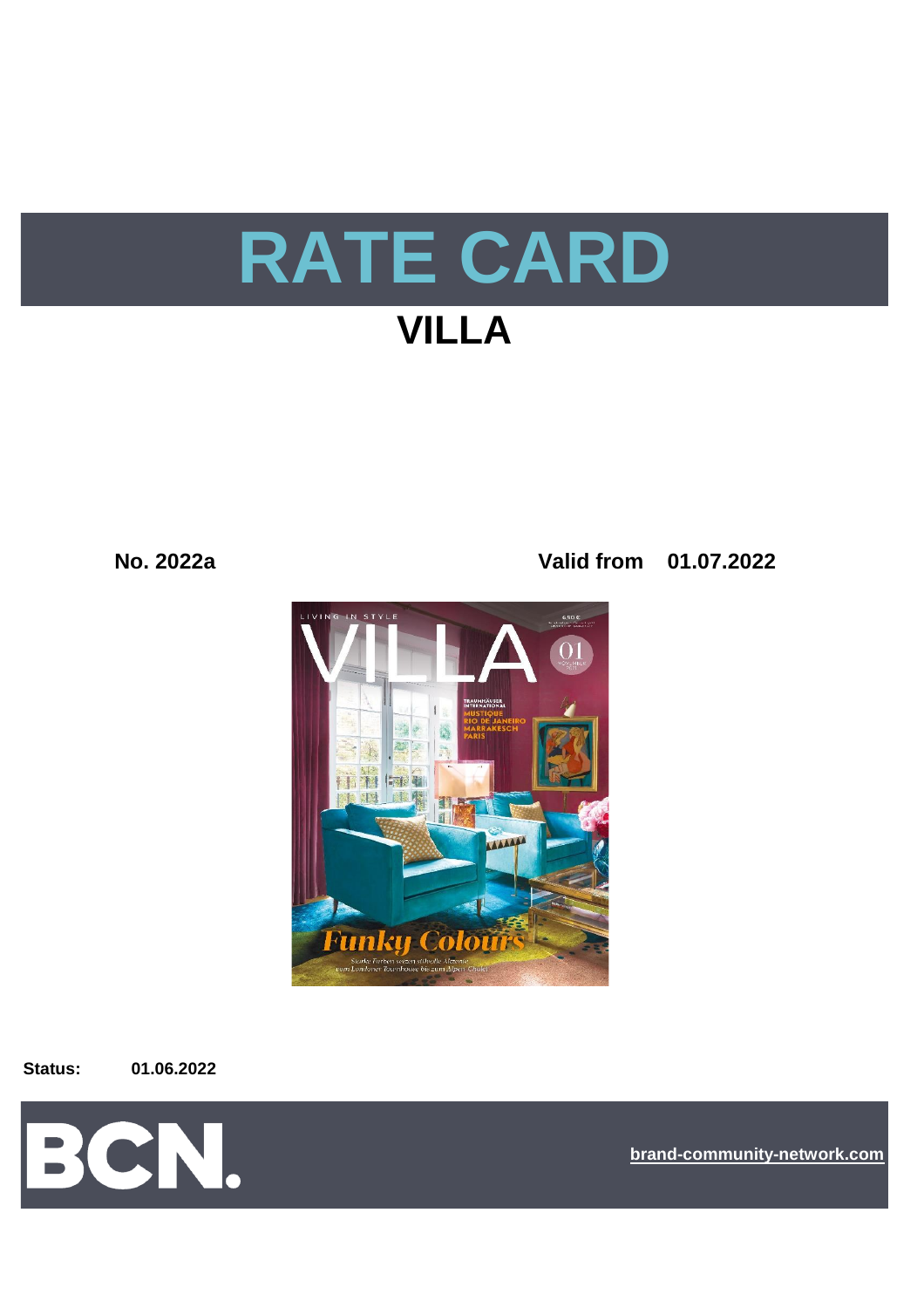# RATE CARD

## VILLA

**No. 2022a** **Valid from 01.07.2022**

**Status:** **01.06.2022**

BCN.

brand-community-network.com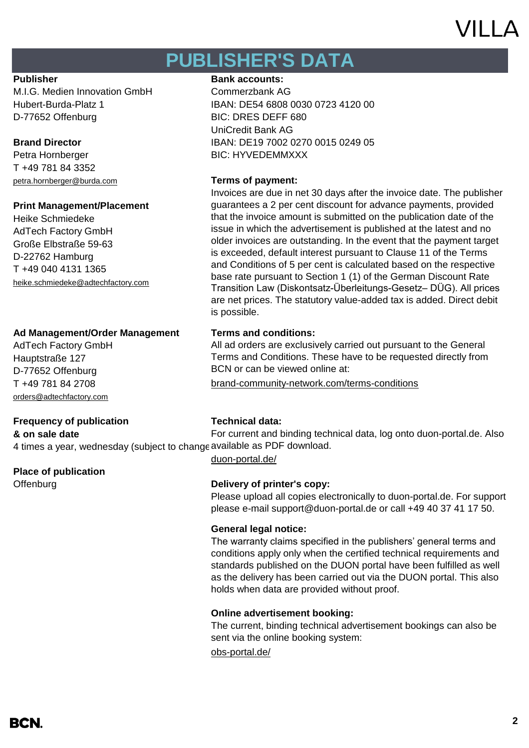# PUBLISHER'S DATA

**Publisher**
M.I.G. Medien Innovation GmbH
Hubert-Burda-Platz 1
D-77652 Offenburg

**Brand Director**
Petra Hornberger
T +49 781 84 3352
petra.hornberger@burda.com

**Print Management/Placement**
Heike Schmiedeke
AdTech Factory GmbH
Große Elbstraße 59-63
D-22762 Hamburg
T +49 040 4131 1365
heike.schmiedeke@adtechfactory.com

**Ad Management/Order Management**
AdTech Factory GmbH
Hauptstraße 127
D-77652 Offenburg
T +49 781 84 2708
orders@adtechfactory.com

**Frequency of publication & on sale date**
4 times a year, wednesday (subject to change

**Place of publication**
Offenburg

**Bank accounts:**
Commerzbank AG
IBAN: DE54 6808 0030 0723 4120 00
BIC: DRES DEFF 680
UniCredit Bank AG
IBAN: DE19 7002 0270 0015 0249 05
BIC: HYVEDEMMXXX

**Terms of payment:**
Invoices are due in net 30 days after the invoice date. The publisher guarantees a 2 per cent discount for advance payments, provided that the invoice amount is submitted on the publication date of the issue in which the advertisement is published at the latest and no older invoices are outstanding. In the event that the payment target is exceeded, default interest pursuant to Clause 11 of the Terms and Conditions of 5 per cent is calculated based on the respective base rate pursuant to Section 1 (1) of the German Discount Rate Transition Law (Diskontsatz-Überleitungs-Gesetz– DÜG). All prices are net prices. The statutory value-added tax is added. Direct debit is possible.

**Terms and conditions:**
All ad orders are exclusively carried out pursuant to the General Terms and Conditions. These have to be requested directly from BCN or can be viewed online at:
brand-community-network.com/terms-conditions

**Technical data:**
For current and binding technical data, log onto duon-portal.de. Also available as PDF download.
duon-portal.de/

**Delivery of printer's copy:**
Please upload all copies electronically to duon-portal.de. For support please e-mail support@duon-portal.de or call +49 40 37 41 17 50.

**General legal notice:**
The warranty claims specified in the publishers' general terms and conditions apply only when the certified technical requirements and standards published on the DUON portal have been fulfilled as well as the delivery has been carried out via the DUON portal. This also holds when data are provided without proof.

**Online advertisement booking:**
The current, binding technical advertisement bookings can also be sent via the online booking system:
obs-portal.de/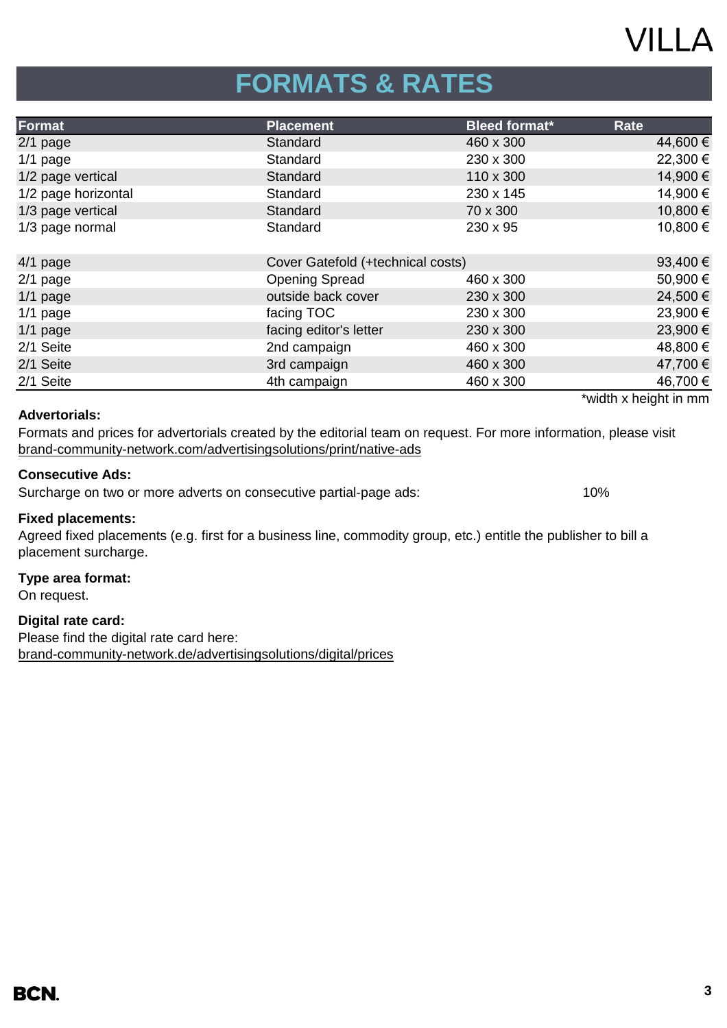# FORMATS & RATES

| Format | Placement | Bleed format* | Rate |
|---|---|---|---|
| 2/1 page | Standard | 460 x 300 | 44,600 € |
| 1/1 page | Standard | 230 x 300 | 22,300 € |
| 1/2 page vertical | Standard | 110 x 300 | 14,900 € |
| 1/2 page horizontal | Standard | 230 x 145 | 14,900 € |
| 1/3 page vertical | Standard | 70 x 300 | 10,800 € |
| 1/3 page normal | Standard | 230 x 95 | 10,800 € |
| | | | |
| 4/1 page | Cover Gatefold (+technical costs) | | 93,400 € |
| 2/1 page | Opening Spread | 460 x 300 | 50,900 € |
| 1/1 page | outside back cover | 230 x 300 | 24,500 € |
| 1/1 page | facing TOC | 230 x 300 | 23,900 € |
| 1/1 page | facing editor's letter | 230 x 300 | 23,900 € |
| 2/1 Seite | 2nd campaign | 460 x 300 | 48,800 € |
| 2/1 Seite | 3rd campaign | 460 x 300 | 47,700 € |
| 2/1 Seite | 4th campaign | 460 x 300 | 46,700 € |

*width x height in mm

**Advertorials:**

Formats and prices for advertorials created by the editorial team on request. For more information, please visit brand-community-network.com/advertisingsolutions/print/native-ads

**Consecutive Ads:**

Surcharge on two or more adverts on consecutive partial-page ads: 10%

**Fixed placements:**

Agreed fixed placements (e.g. first for a business line, commodity group, etc.) entitle the publisher to bill a placement surcharge.

**Type area format:**

On request.

**Digital rate card:**

Please find the digital rate card here:
brand-community-network.de/advertisingsolutions/digital/prices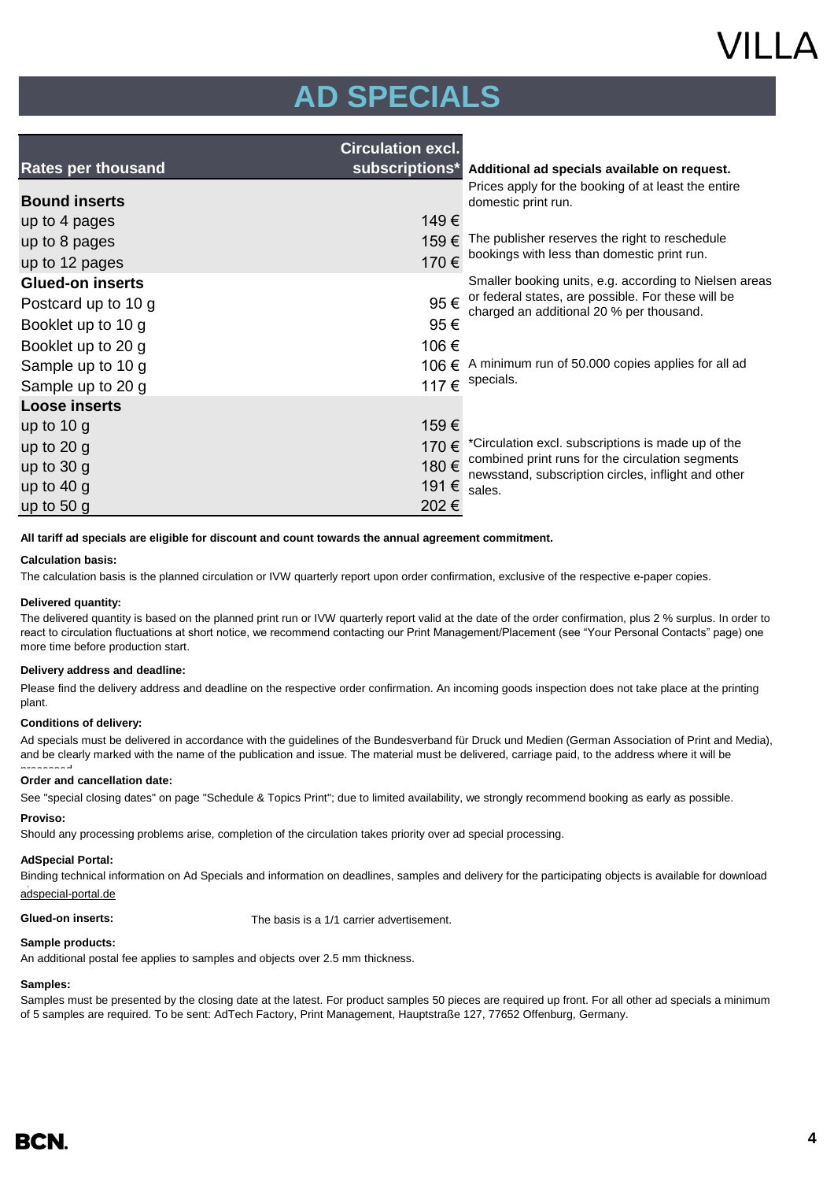# AD SPECIALS

| Rates per thousand | Circulation excl. subscriptions* |
|---|---|
| **Bound inserts** | |
| up to 4 pages | 149 € |
| up to 8 pages | 159 € |
| up to 12 pages | 170 € |
| **Glued-on inserts** | |
| Postcard up to 10 g | 95 € |
| Booklet up to 10 g | 95 € |
| Booklet up to 20 g | 106 € |
| Sample up to 10 g | 106 € |
| Sample up to 20 g | 117 € |
| **Loose inserts** | |
| up to 10 g | 159 € |
| up to 20 g | 170 € |
| up to 30 g | 180 € |
| up to 40 g | 191 € |
| up to 50 g | 202 € |

**Additional ad specials available on request.**

Prices apply for the booking of at least the entire domestic print run.

The publisher reserves the right to reschedule bookings with less than domestic print run.

Smaller booking units, e.g. according to Nielsen areas or federal states, are possible. For these will be charged an additional 20 % per thousand.

A minimum run of 50.000 copies applies for all ad specials.

*Circulation excl. subscriptions is made up of the combined print runs for the circulation segments newsstand, subscription circles, inflight and other sales.

**All tariff ad specials are eligible for discount and count towards the annual agreement commitment.**

**Calculation basis:**

The calculation basis is the planned circulation or IVW quarterly report upon order confirmation, exclusive of the respective e-paper copies.

**Delivered quantity:**

The delivered quantity is based on the planned print run or IVW quarterly report valid at the date of the order confirmation, plus 2 % surplus. In order to react to circulation fluctuations at short notice, we recommend contacting our Print Management/Placement (see "Your Personal Contacts" page) one more time before production start.

**Delivery address and deadline:**

Please find the delivery address and deadline on the respective order confirmation. An incoming goods inspection does not take place at the printing plant.

**Conditions of delivery:**

Ad specials must be delivered in accordance with the guidelines of the Bundesverband für Druck und Medien (German Association of Print and Media), and be clearly marked with the name of the publication and issue. The material must be delivered, carriage paid, to the address where it will be processed.

**Order and cancellation date:**

See "special closing dates" on page "Schedule & Topics Print"; due to limited availability, we strongly recommend booking as early as possible.

**Proviso:**

Should any processing problems arise, completion of the circulation takes priority over ad special processing.

**AdSpecial Portal:**

Binding technical information on Ad Specials and information on deadlines, samples and delivery for the participating objects is available for download adspecial-portal.de

**Glued-on inserts:** The basis is a 1/1 carrier advertisement.

**Sample products:**

An additional postal fee applies to samples and objects over 2.5 mm thickness.

**Samples:**

Samples must be presented by the closing date at the latest. For product samples 50 pieces are required up front. For all other ad specials a minimum of 5 samples are required. To be sent: AdTech Factory, Print Management, Hauptstraße 127, 77652 Offenburg, Germany.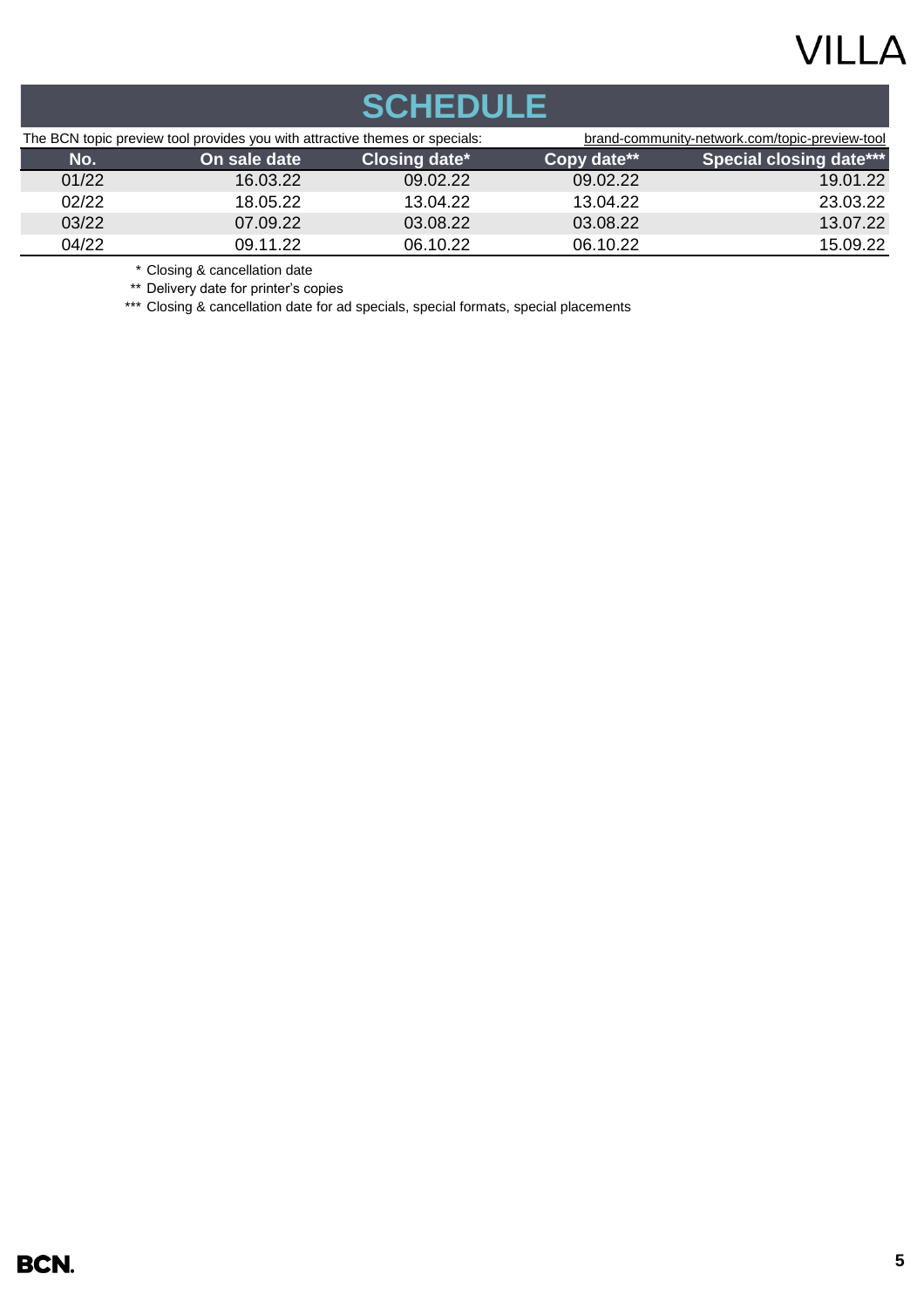# SCHEDULE

The BCN topic preview tool provides you with attractive themes or specials: brand-community-network.com/topic-preview-tool

| No. | On sale date | Closing date* | Copy date** | Special closing date*** |
|---|---|---|---|---|
| 01/22 | 16.03.22 | 09.02.22 | 09.02.22 | 19.01.22 |
| 02/22 | 18.05.22 | 13.04.22 | 13.04.22 | 23.03.22 |
| 03/22 | 07.09.22 | 03.08.22 | 03.08.22 | 13.07.22 |
| 04/22 | 09.11.22 | 06.10.22 | 06.10.22 | 15.09.22 |

\* Closing & cancellation date

** Delivery date for printer's copies

*** Closing & cancellation date for ad specials, special formats, special placements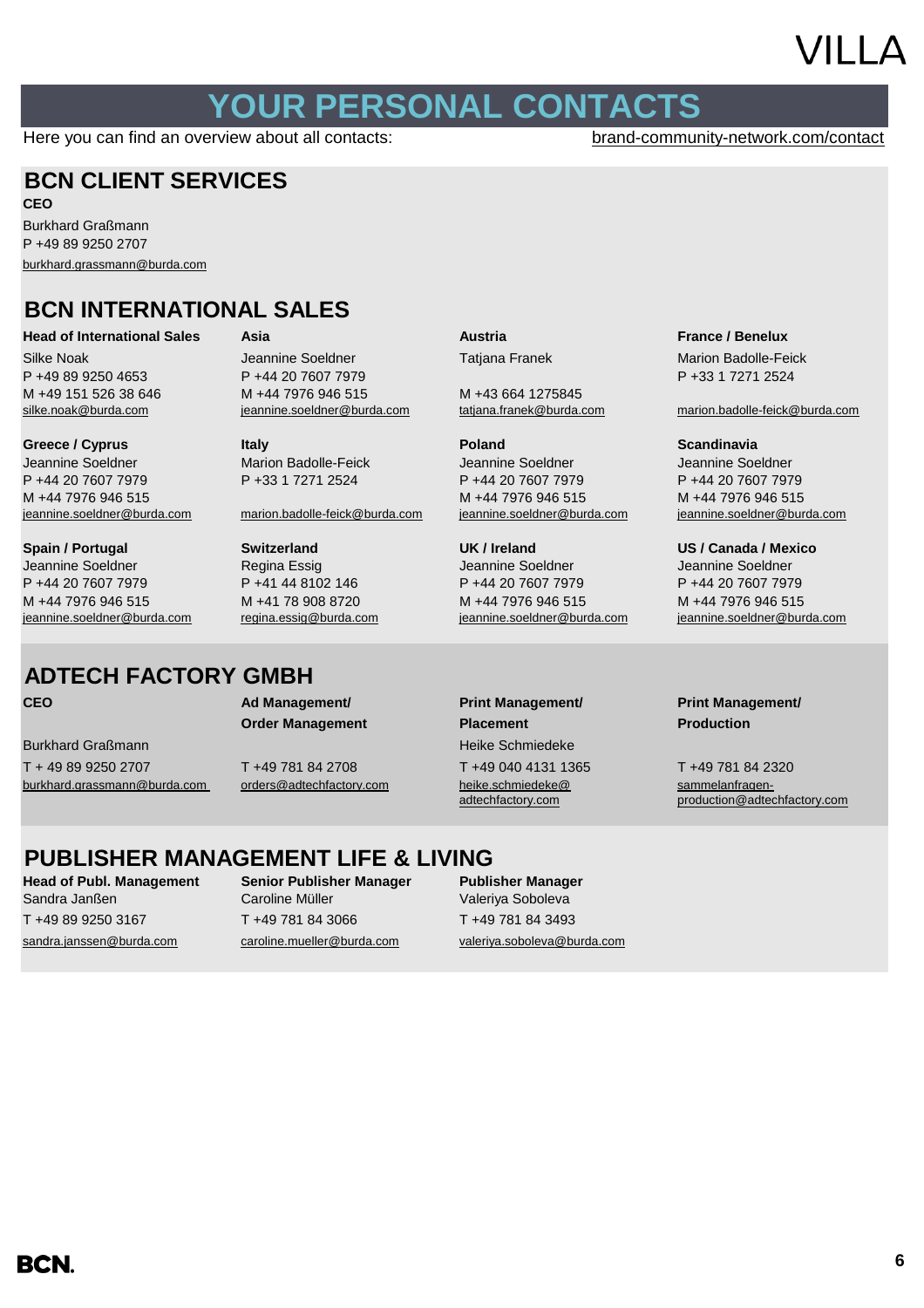VILLA

# YOUR PERSONAL CONTACTS

Here you can find an overview about all contacts: brand-community-network.com/contact

## BCN CLIENT SERVICES

**CEO**
Burkhard Graßmann
P +49 89 9250 2707
burkhard.grassmann@burda.com

## BCN INTERNATIONAL SALES

**Head of International Sales**
Silke Noak
P +49 89 9250 4653
M +49 151 526 38 646
silke.noak@burda.com

**Asia**
Jeannine Soeldner
P +44 20 7607 7979
M +44 7976 946 515
jeannine.soeldner@burda.com

**Austria**
Tatjana Franek
M +43 664 1275845
tatjana.franek@burda.com

**France / Benelux**
Marion Badolle-Feick
P +33 1 7271 2524
marion.badolle-feick@burda.com

**Greece / Cyprus**
Jeannine Soeldner
P +44 20 7607 7979
M +44 7976 946 515
jeannine.soeldner@burda.com

**Italy**
Marion Badolle-Feick
P +33 1 7271 2524
marion.badolle-feick@burda.com

**Poland**
Jeannine Soeldner
P +44 20 7607 7979
M +44 7976 946 515
jeannine.soeldner@burda.com

**Scandinavia**
Jeannine Soeldner
P +44 20 7607 7979
M +44 7976 946 515
jeannine.soeldner@burda.com

**Spain / Portugal**
Jeannine Soeldner
P +44 20 7607 7979
M +44 7976 946 515
jeannine.soeldner@burda.com

**Switzerland**
Regina Essig
P +41 44 8102 146
M +41 78 908 8720
regina.essig@burda.com

**UK / Ireland**
Jeannine Soeldner
P +44 20 7607 7979
M +44 7976 946 515
jeannine.soeldner@burda.com

**US / Canada / Mexico**
Jeannine Soeldner
P +44 20 7607 7979
M +44 7976 946 515
jeannine.soeldner@burda.com

## ADTECH FACTORY GMBH

**CEO**
Burkhard Graßmann
T + 49 89 9250 2707
burkhard.grassmann@burda.com

**Ad Management/ Order Management**
T +49 781 84 2708
orders@adtechfactory.com

**Print Management/ Placement**
Heike Schmiedeke
T +49 040 4131 1365
heike.schmiedeke@adtechfactory.com

**Print Management/ Production**
T +49 781 84 2320
sammelanfragen-production@adtechfactory.com

## PUBLISHER MANAGEMENT LIFE & LIVING

**Head of Publ. Management**
Sandra Janßen
T +49 89 9250 3167
sandra.janssen@burda.com

**Senior Publisher Manager**
Caroline Müller
T +49 781 84 3066
caroline.mueller@burda.com

**Publisher Manager**
Valeriya Soboleva
T +49 781 84 3493
valeriya.soboleva@burda.com

BCN.